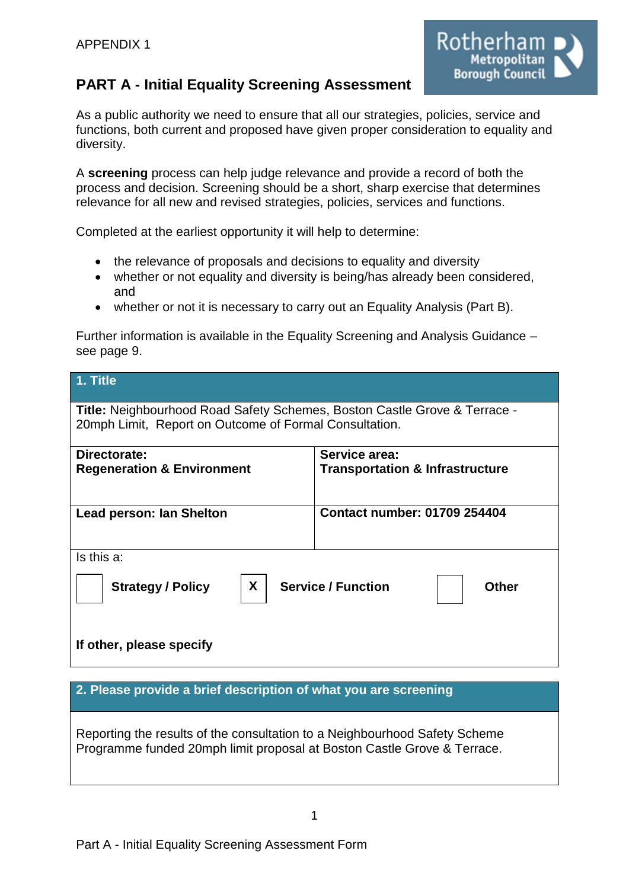APPENDIX 1

## PART A - Initial Equality Screening Assessment

As a public authority we need to ensure that all our strategies, policies, service and functions, both current and proposed have given proper consideration to equality and diversity.

A **screening** process can help judge relevance and provide a record of both the process and decision. Screening should be a short, sharp exercise that determines relevance for all new and revised strategies, policies, services and functions.

Completed at the earliest opportunity it will help to determine:

- the relevance of proposals and decisions to equality and diversity
- whether or not equality and diversity is being/has already been considered, and
- whether or not it is necessary to carry out an Equality Analysis (Part B).

Further information is available in the Equality Screening and Analysis Guidance – see page 9.

| **1. Title** | |
|---|---|
| **Title:** Neighbourhood Road Safety Schemes, Boston Castle Grove & Terrace - 20mph Limit, Report on Outcome of Formal Consultation. | |
| **Directorate:** **Regeneration & Environment** | **Service area:** **Transportation & Infrastructure** |
| **Lead person: Ian Shelton** | **Contact number: 01709 254404** |
| Is this a: [ ] **Strategy / Policy** [X] **Service / Function** [ ] **Other** <br><br> **If other, please specify** | |

| **2. Please provide a brief description of what you are screening** |
|---|
| Reporting the results of the consultation to a Neighbourhood Safety Scheme Programme funded 20mph limit proposal at Boston Castle Grove & Terrace. |

Part A - Initial Equality Screening Assessment Form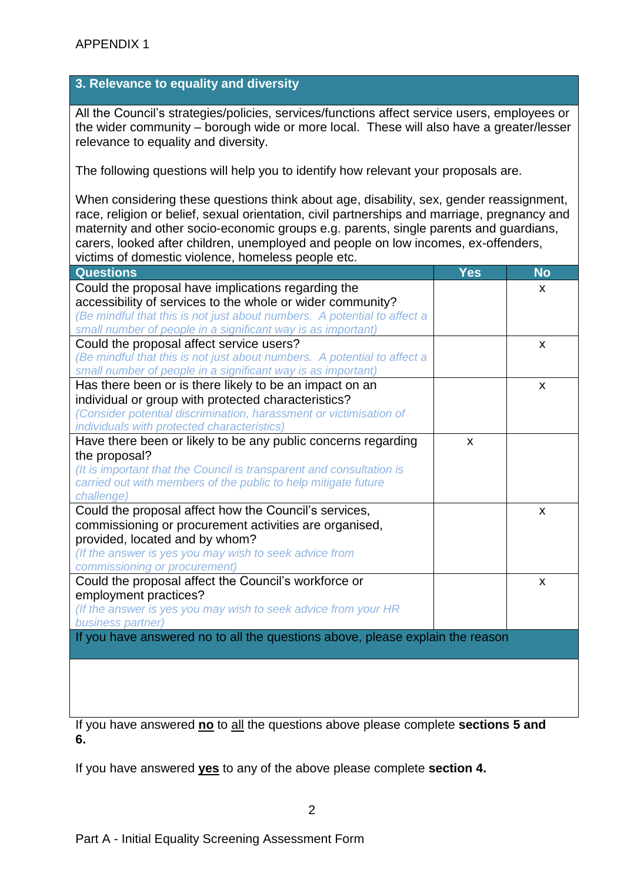APPENDIX 1

## 3. Relevance to equality and diversity

All the Council's strategies/policies, services/functions affect service users, employees or the wider community – borough wide or more local. These will also have a greater/lesser relevance to equality and diversity.

The following questions will help you to identify how relevant your proposals are.

When considering these questions think about age, disability, sex, gender reassignment, race, religion or belief, sexual orientation, civil partnerships and marriage, pregnancy and maternity and other socio-economic groups e.g. parents, single parents and guardians, carers, looked after children, unemployed and people on low incomes, ex-offenders, victims of domestic violence, homeless people etc.

| Questions | Yes | No |
|---|---|---|
| Could the proposal have implications regarding the accessibility of services to the whole or wider community? *(Be mindful that this is not just about numbers. A potential to affect a small number of people in a significant way is as important)* | | x |
| Could the proposal affect service users? *(Be mindful that this is not just about numbers. A potential to affect a small number of people in a significant way is as important)* | | x |
| Has there been or is there likely to be an impact on an individual or group with protected characteristics? *(Consider potential discrimination, harassment or victimisation of individuals with protected characteristics)* | | x |
| Have there been or likely to be any public concerns regarding the proposal? *(It is important that the Council is transparent and consultation is carried out with members of the public to help mitigate future challenge)* | x | |
| Could the proposal affect how the Council's services, commissioning or procurement activities are organised, provided, located and by whom? *(If the answer is yes you may wish to seek advice from commissioning or procurement)* | | x |
| Could the proposal affect the Council's workforce or employment practices? *(If the answer is yes you may wish to seek advice from your HR business partner)* | | x |

**If you have answered no to all the questions above, please explain the reason**

If you have answered **no** to all the questions above please complete **sections 5 and 6.**

If you have answered **yes** to any of the above please complete **section 4.**

Part A - Initial Equality Screening Assessment Form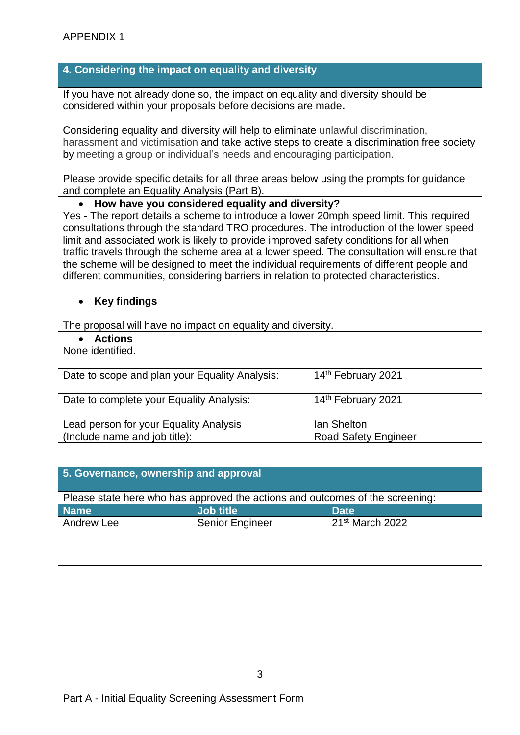APPENDIX 1

## 4. Considering the impact on equality and diversity

If you have not already done so, the impact on equality and diversity should be considered within your proposals before decisions are made**.**

Considering equality and diversity will help to eliminate unlawful discrimination, harassment and victimisation and take active steps to create a discrimination free society by meeting a group or individual's needs and encouraging participation.

Please provide specific details for all three areas below using the prompts for guidance and complete an Equality Analysis (Part B).

- **How have you considered equality and diversity?**

Yes - The report details a scheme to introduce a lower 20mph speed limit. This required consultations through the standard TRO procedures. The introduction of the lower speed limit and associated work is likely to provide improved safety conditions for all when traffic travels through the scheme area at a lower speed. The consultation will ensure that the scheme will be designed to meet the individual requirements of different people and different communities, considering barriers in relation to protected characteristics.

- **Key findings**

The proposal will have no impact on equality and diversity.

- **Actions**

None identified.

| | |
|---|---|
| Date to scope and plan your Equality Analysis: | 14th February 2021 |
| Date to complete your Equality Analysis: | 14th February 2021 |
| Lead person for your Equality Analysis (Include name and job title): | Ian Shelton<br>Road Safety Engineer |

## 5. Governance, ownership and approval

Please state here who has approved the actions and outcomes of the screening:

| Name | Job title | Date |
|---|---|---|
| Andrew Lee | Senior Engineer | 21st March 2022 |
| | | |
| | | |

Part A - Initial Equality Screening Assessment Form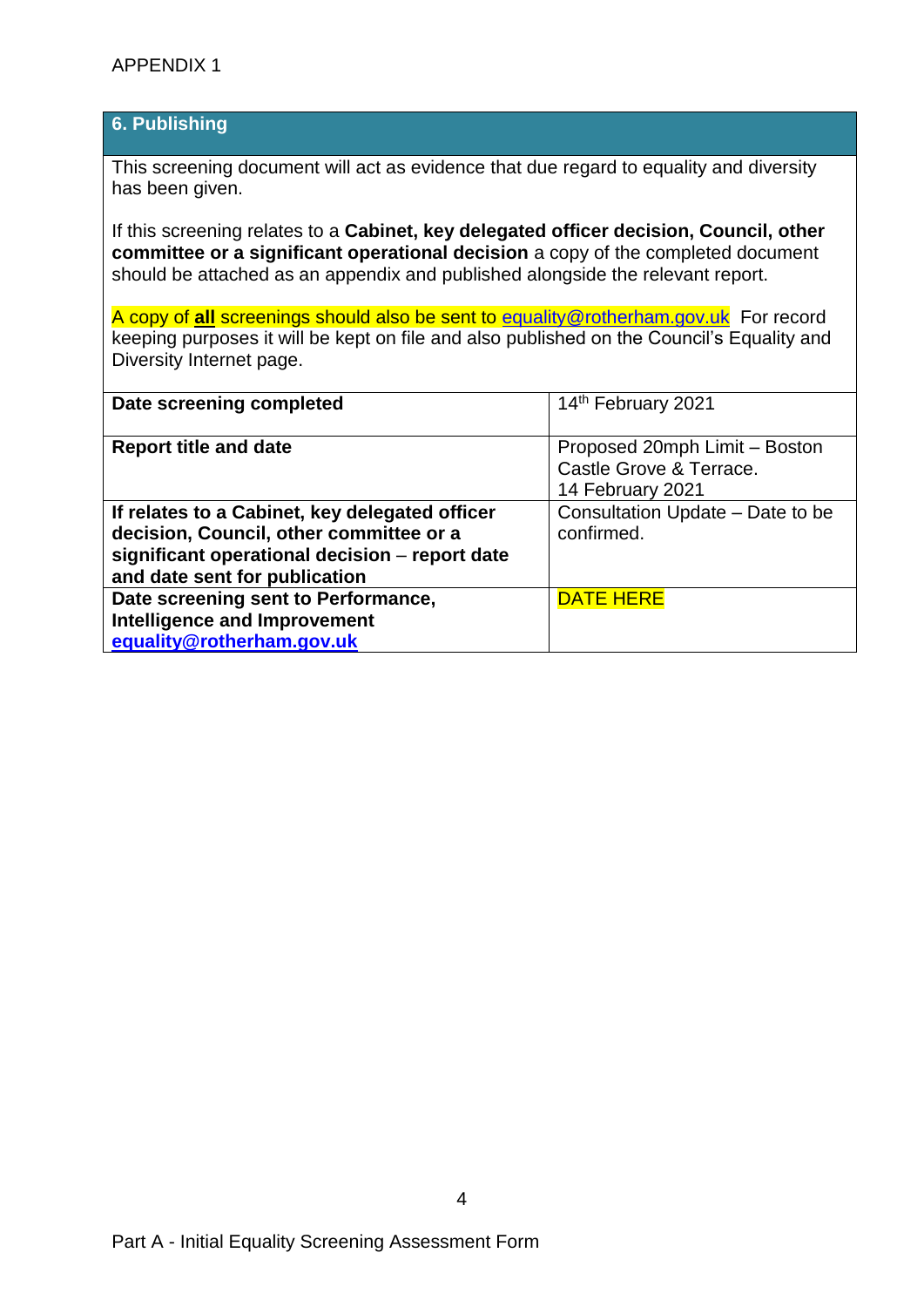APPENDIX 1

## 6. Publishing

This screening document will act as evidence that due regard to equality and diversity has been given.

If this screening relates to a **Cabinet, key delegated officer decision, Council, other committee or a significant operational decision** a copy of the completed document should be attached as an appendix and published alongside the relevant report.

A copy of **all** screenings should also be sent to equality@rotherham.gov.uk For record keeping purposes it will be kept on file and also published on the Council's Equality and Diversity Internet page.

| | |
|---|---|
| **Date screening completed** | 14th February 2021 |
| **Report title and date** | Proposed 20mph Limit – Boston Castle Grove & Terrace.<br>14 February 2021 |
| **If relates to a Cabinet, key delegated officer decision, Council, other committee or a significant operational decision – report date and date sent for publication** | Consultation Update – Date to be confirmed. |
| **Date screening sent to Performance, Intelligence and Improvement equality@rotherham.gov.uk** | DATE HERE |

Part A - Initial Equality Screening Assessment Form